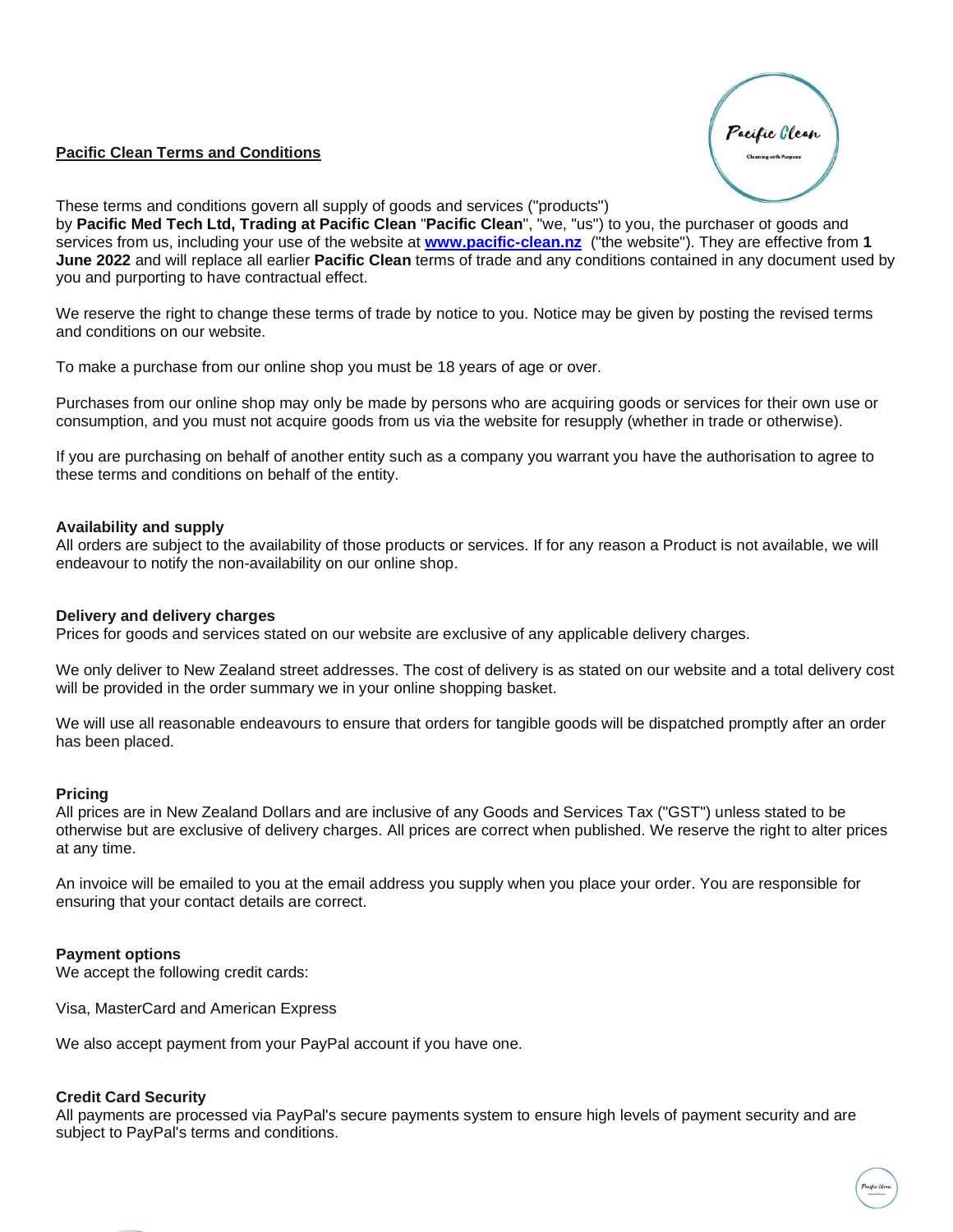**Pacific Clean Terms and Conditions**

These terms and conditions govern all supply of goods and services ("products") by **Pacific Med Tech Ltd, Trading at Pacific Clean** "**Pacific Clean**", "we, "us") to you, the purchaser of goods and services from us, including your use of the website at **www.pacific-clean.nz** ("the website"). They are effective from **1 June 2022** and will replace all earlier **Pacific Clean** terms of trade and any conditions contained in any document used by you and purporting to have contractual effect.

We reserve the right to change these terms of trade by notice to you. Notice may be given by posting the revised terms and conditions on our website.

To make a purchase from our online shop you must be 18 years of age or over.

Purchases from our online shop may only be made by persons who are acquiring goods or services for their own use or consumption, and you must not acquire goods from us via the website for resupply (whether in trade or otherwise).

If you are purchasing on behalf of another entity such as a company you warrant you have the authorisation to agree to these terms and conditions on behalf of the entity.

**Availability and supply**

All orders are subject to the availability of those products or services. If for any reason a Product is not available, we will endeavour to notify the non-availability on our online shop.

**Delivery and delivery charges**

Prices for goods and services stated on our website are exclusive of any applicable delivery charges.

We only deliver to New Zealand street addresses. The cost of delivery is as stated on our website and a total delivery cost will be provided in the order summary we in your online shopping basket.

We will use all reasonable endeavours to ensure that orders for tangible goods will be dispatched promptly after an order has been placed.

**Pricing**

All prices are in New Zealand Dollars and are inclusive of any Goods and Services Tax ("GST") unless stated to be otherwise but are exclusive of delivery charges. All prices are correct when published. We reserve the right to alter prices at any time.

An invoice will be emailed to you at the email address you supply when you place your order. You are responsible for ensuring that your contact details are correct.

**Payment options**

We accept the following credit cards:

Visa, MasterCard and American Express

We also accept payment from your PayPal account if you have one.

**Credit Card Security**

All payments are processed via PayPal's secure payments system to ensure high levels of payment security and are subject to PayPal's terms and conditions.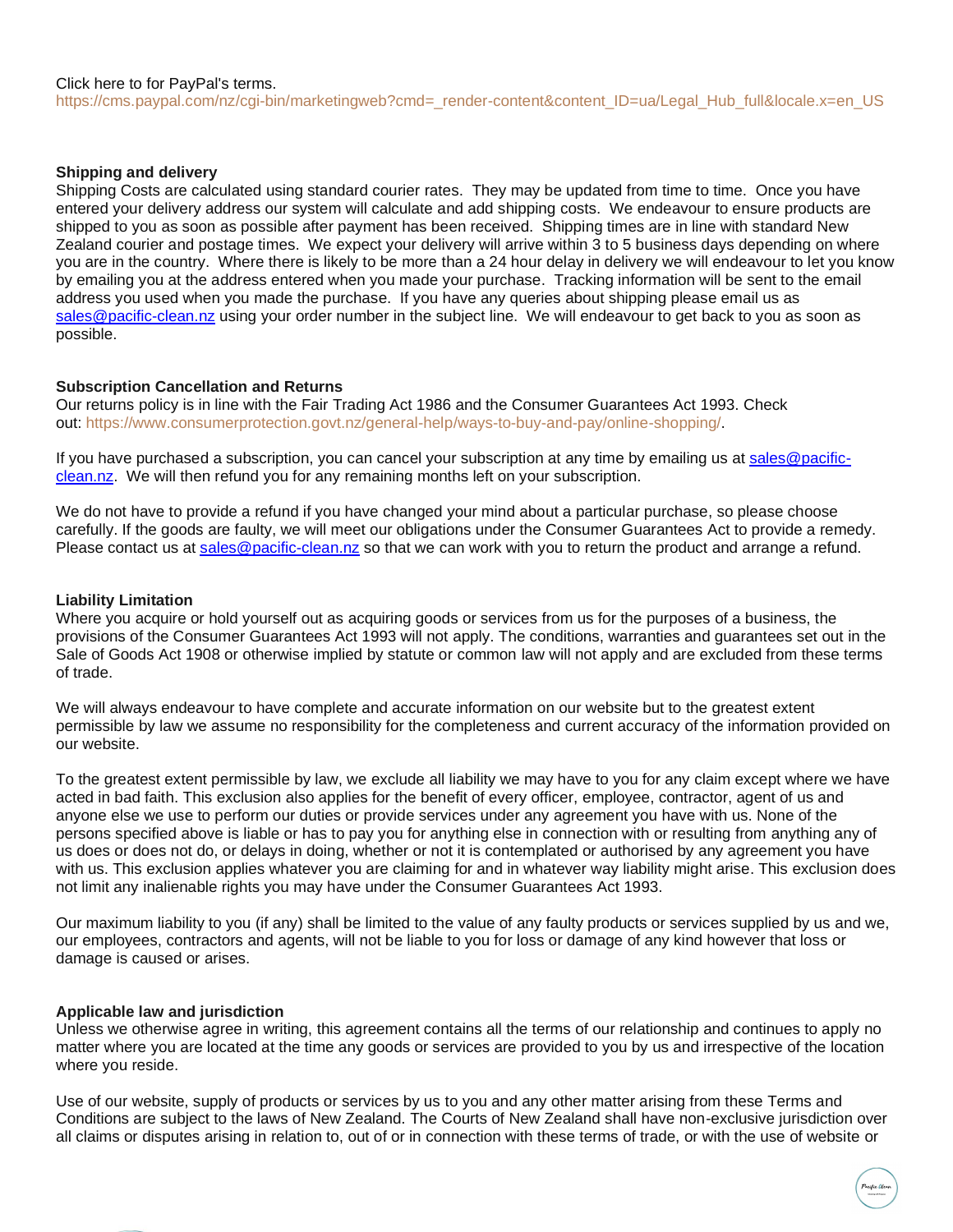Click here to for PayPal's terms.
https://cms.paypal.com/nz/cgi-bin/marketingweb?cmd=_render-content&content_ID=ua/Legal_Hub_full&locale.x=en_US

**Shipping and delivery**

Shipping Costs are calculated using standard courier rates. They may be updated from time to time. Once you have entered your delivery address our system will calculate and add shipping costs. We endeavour to ensure products are shipped to you as soon as possible after payment has been received. Shipping times are in line with standard New Zealand courier and postage times. We expect your delivery will arrive within 3 to 5 business days depending on where you are in the country. Where there is likely to be more than a 24 hour delay in delivery we will endeavour to let you know by emailing you at the address entered when you made your purchase. Tracking information will be sent to the email address you used when you made the purchase. If you have any queries about shipping please email us as sales@pacific-clean.nz using your order number in the subject line. We will endeavour to get back to you as soon as possible.

**Subscription Cancellation and Returns**

Our returns policy is in line with the Fair Trading Act 1986 and the Consumer Guarantees Act 1993. Check out: https://www.consumerprotection.govt.nz/general-help/ways-to-buy-and-pay/online-shopping/.

If you have purchased a subscription, you can cancel your subscription at any time by emailing us at sales@pacific-clean.nz. We will then refund you for any remaining months left on your subscription.

We do not have to provide a refund if you have changed your mind about a particular purchase, so please choose carefully. If the goods are faulty, we will meet our obligations under the Consumer Guarantees Act to provide a remedy. Please contact us at sales@pacific-clean.nz so that we can work with you to return the product and arrange a refund.

**Liability Limitation**

Where you acquire or hold yourself out as acquiring goods or services from us for the purposes of a business, the provisions of the Consumer Guarantees Act 1993 will not apply. The conditions, warranties and guarantees set out in the Sale of Goods Act 1908 or otherwise implied by statute or common law will not apply and are excluded from these terms of trade.

We will always endeavour to have complete and accurate information on our website but to the greatest extent permissible by law we assume no responsibility for the completeness and current accuracy of the information provided on our website.

To the greatest extent permissible by law, we exclude all liability we may have to you for any claim except where we have acted in bad faith. This exclusion also applies for the benefit of every officer, employee, contractor, agent of us and anyone else we use to perform our duties or provide services under any agreement you have with us. None of the persons specified above is liable or has to pay you for anything else in connection with or resulting from anything any of us does or does not do, or delays in doing, whether or not it is contemplated or authorised by any agreement you have with us. This exclusion applies whatever you are claiming for and in whatever way liability might arise. This exclusion does not limit any inalienable rights you may have under the Consumer Guarantees Act 1993.

Our maximum liability to you (if any) shall be limited to the value of any faulty products or services supplied by us and we, our employees, contractors and agents, will not be liable to you for loss or damage of any kind however that loss or damage is caused or arises.

**Applicable law and jurisdiction**

Unless we otherwise agree in writing, this agreement contains all the terms of our relationship and continues to apply no matter where you are located at the time any goods or services are provided to you by us and irrespective of the location where you reside.

Use of our website, supply of products or services by us to you and any other matter arising from these Terms and Conditions are subject to the laws of New Zealand. The Courts of New Zealand shall have non-exclusive jurisdiction over all claims or disputes arising in relation to, out of or in connection with these terms of trade, or with the use of website or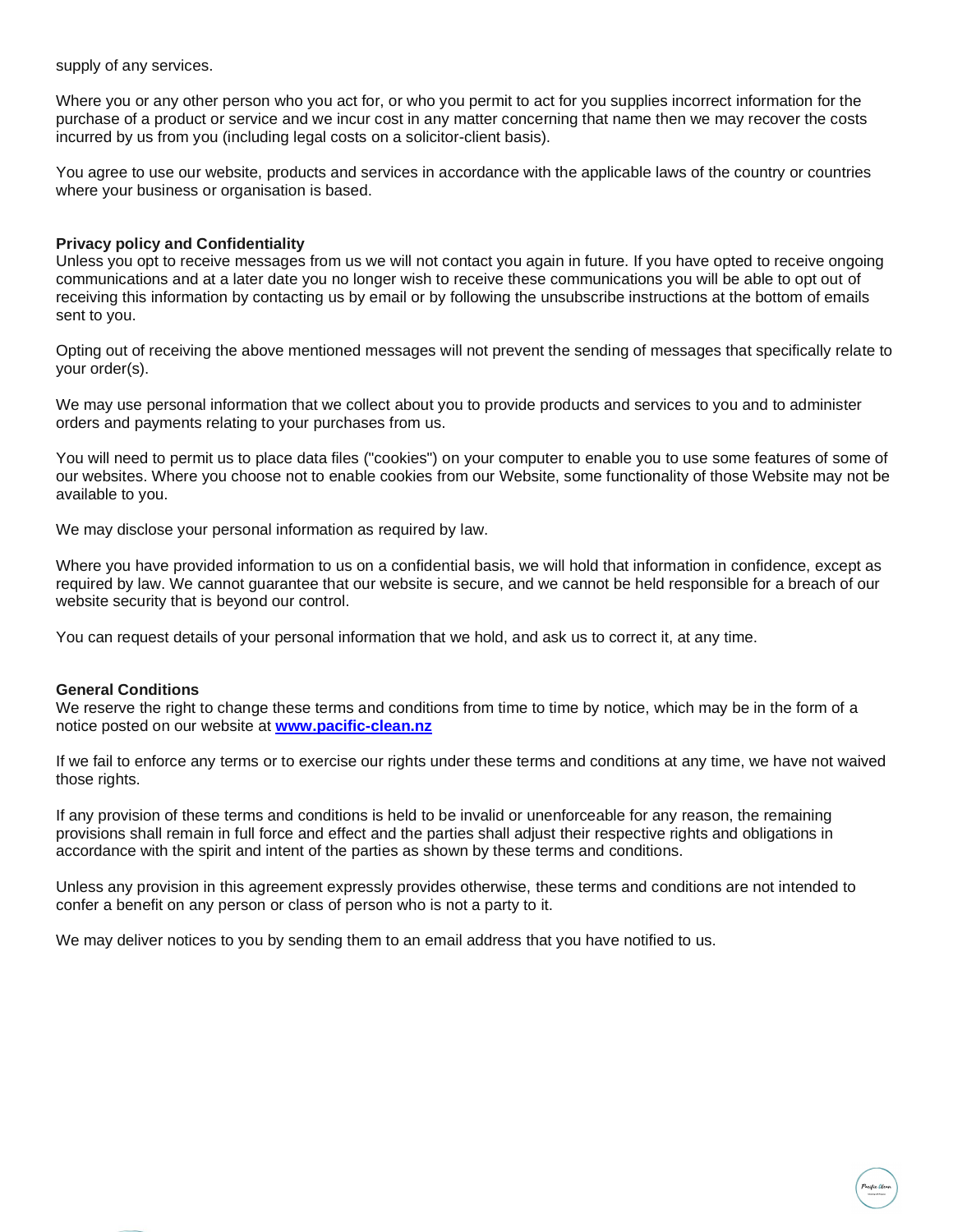supply of any services.

Where you or any other person who you act for, or who you permit to act for you supplies incorrect information for the purchase of a product or service and we incur cost in any matter concerning that name then we may recover the costs incurred by us from you (including legal costs on a solicitor-client basis).

You agree to use our website, products and services in accordance with the applicable laws of the country or countries where your business or organisation is based.

**Privacy policy and Confidentiality**

Unless you opt to receive messages from us we will not contact you again in future. If you have opted to receive ongoing communications and at a later date you no longer wish to receive these communications you will be able to opt out of receiving this information by contacting us by email or by following the unsubscribe instructions at the bottom of emails sent to you.

Opting out of receiving the above mentioned messages will not prevent the sending of messages that specifically relate to your order(s).

We may use personal information that we collect about you to provide products and services to you and to administer orders and payments relating to your purchases from us.

You will need to permit us to place data files ("cookies") on your computer to enable you to use some features of some of our websites. Where you choose not to enable cookies from our Website, some functionality of those Website may not be available to you.

We may disclose your personal information as required by law.

Where you have provided information to us on a confidential basis, we will hold that information in confidence, except as required by law. We cannot guarantee that our website is secure, and we cannot be held responsible for a breach of our website security that is beyond our control.

You can request details of your personal information that we hold, and ask us to correct it, at any time.

**General Conditions**

We reserve the right to change these terms and conditions from time to time by notice, which may be in the form of a notice posted on our website at **[www.pacific-clean.nz](http://www.pacific-clean.nz)**

If we fail to enforce any terms or to exercise our rights under these terms and conditions at any time, we have not waived those rights.

If any provision of these terms and conditions is held to be invalid or unenforceable for any reason, the remaining provisions shall remain in full force and effect and the parties shall adjust their respective rights and obligations in accordance with the spirit and intent of the parties as shown by these terms and conditions.

Unless any provision in this agreement expressly provides otherwise, these terms and conditions are not intended to confer a benefit on any person or class of person who is not a party to it.

We may deliver notices to you by sending them to an email address that you have notified to us.